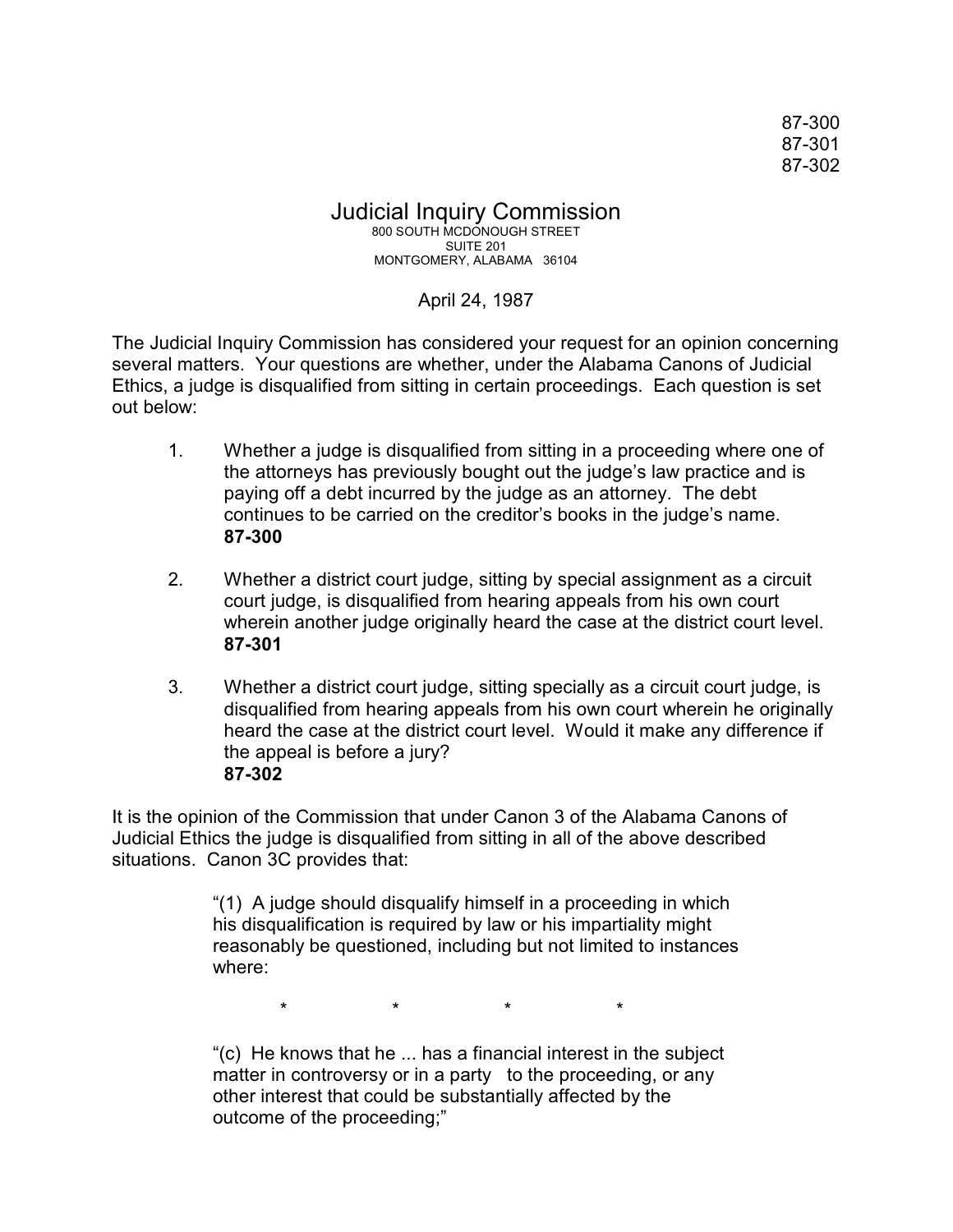87-300
87-301
87-302

# Judicial Inquiry Commission

800 SOUTH MCDONOUGH STREET
SUITE 201
MONTGOMERY, ALABAMA 36104

April 24, 1987

The Judicial Inquiry Commission has considered your request for an opinion concerning several matters. Your questions are whether, under the Alabama Canons of Judicial Ethics, a judge is disqualified from sitting in certain proceedings. Each question is set out below:

1. Whether a judge is disqualified from sitting in a proceeding where one of the attorneys has previously bought out the judge's law practice and is paying off a debt incurred by the judge as an attorney. The debt continues to be carried on the creditor's books in the judge's name. **87-300**

2. Whether a district court judge, sitting by special assignment as a circuit court judge, is disqualified from hearing appeals from his own court wherein another judge originally heard the case at the district court level. **87-301**

3. Whether a district court judge, sitting specially as a circuit court judge, is disqualified from hearing appeals from his own court wherein he originally heard the case at the district court level. Would it make any difference if the appeal is before a jury? **87-302**

It is the opinion of the Commission that under Canon 3 of the Alabama Canons of Judicial Ethics the judge is disqualified from sitting in all of the above described situations. Canon 3C provides that:

> "(1) A judge should disqualify himself in a proceeding in which his disqualification is required by law or his impartiality might reasonably be questioned, including but not limited to instances where:
>
> \*　　　\*　　　\*　　　\*
>
> "(c) He knows that he ... has a financial interest in the subject matter in controversy or in a party to the proceeding, or any other interest that could be substantially affected by the outcome of the proceeding;"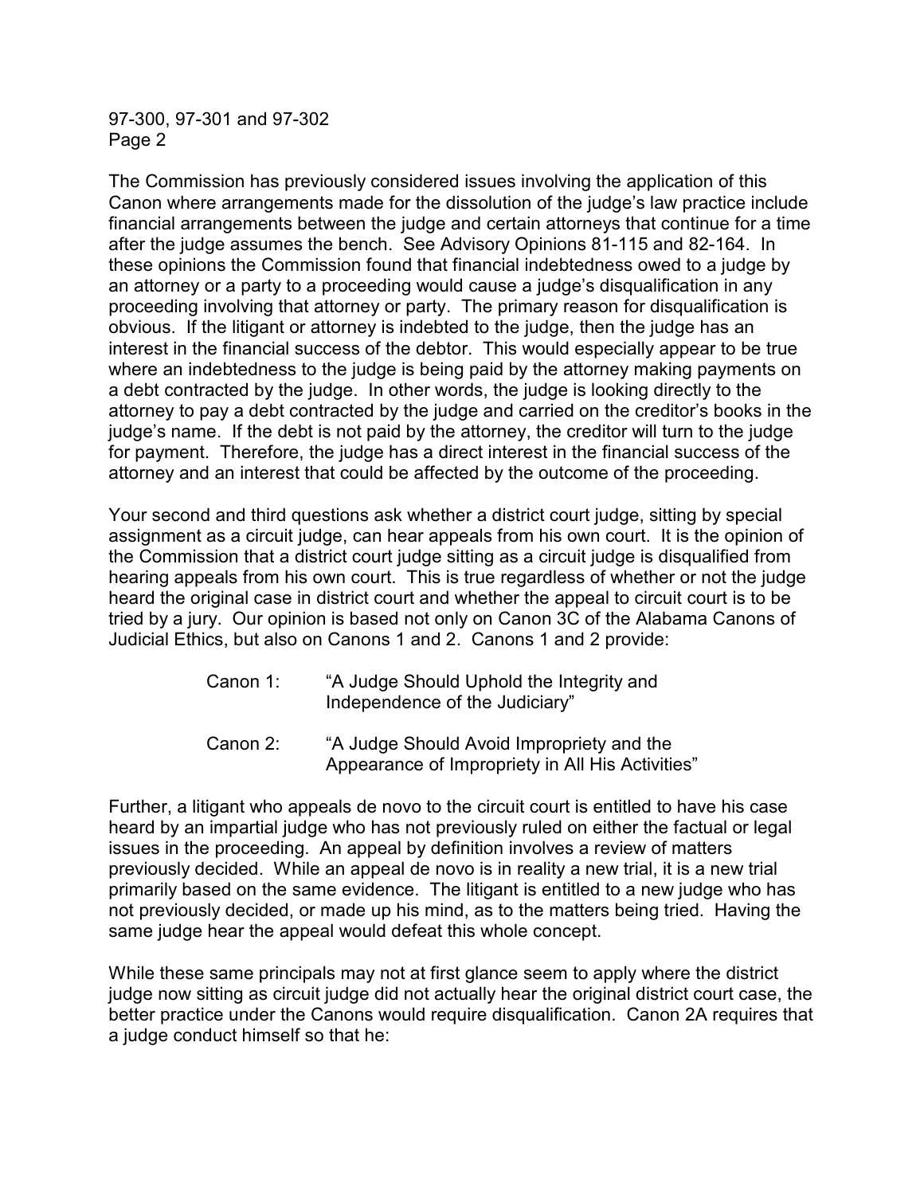The Commission has previously considered issues involving the application of this Canon where arrangements made for the dissolution of the judge's law practice include financial arrangements between the judge and certain attorneys that continue for a time after the judge assumes the bench. See Advisory Opinions 81-115 and 82-164. In these opinions the Commission found that financial indebtedness owed to a judge by an attorney or a party to a proceeding would cause a judge's disqualification in any proceeding involving that attorney or party. The primary reason for disqualification is obvious. If the litigant or attorney is indebted to the judge, then the judge has an interest in the financial success of the debtor. This would especially appear to be true where an indebtedness to the judge is being paid by the attorney making payments on a debt contracted by the judge. In other words, the judge is looking directly to the attorney to pay a debt contracted by the judge and carried on the creditor's books in the judge's name. If the debt is not paid by the attorney, the creditor will turn to the judge for payment. Therefore, the judge has a direct interest in the financial success of the attorney and an interest that could be affected by the outcome of the proceeding.

Your second and third questions ask whether a district court judge, sitting by special assignment as a circuit judge, can hear appeals from his own court. It is the opinion of the Commission that a district court judge sitting as a circuit judge is disqualified from hearing appeals from his own court. This is true regardless of whether or not the judge heard the original case in district court and whether the appeal to circuit court is to be tried by a jury. Our opinion is based not only on Canon 3C of the Alabama Canons of Judicial Ethics, but also on Canons 1 and 2. Canons 1 and 2 provide:

> Canon 1: "A Judge Should Uphold the Integrity and Independence of the Judiciary"
>
> Canon 2: "A Judge Should Avoid Impropriety and the Appearance of Impropriety in All His Activities"

Further, a litigant who appeals de novo to the circuit court is entitled to have his case heard by an impartial judge who has not previously ruled on either the factual or legal issues in the proceeding. An appeal by definition involves a review of matters previously decided. While an appeal de novo is in reality a new trial, it is a new trial primarily based on the same evidence. The litigant is entitled to a new judge who has not previously decided, or made up his mind, as to the matters being tried. Having the same judge hear the appeal would defeat this whole concept.

While these same principals may not at first glance seem to apply where the district judge now sitting as circuit judge did not actually hear the original district court case, the better practice under the Canons would require disqualification. Canon 2A requires that a judge conduct himself so that he: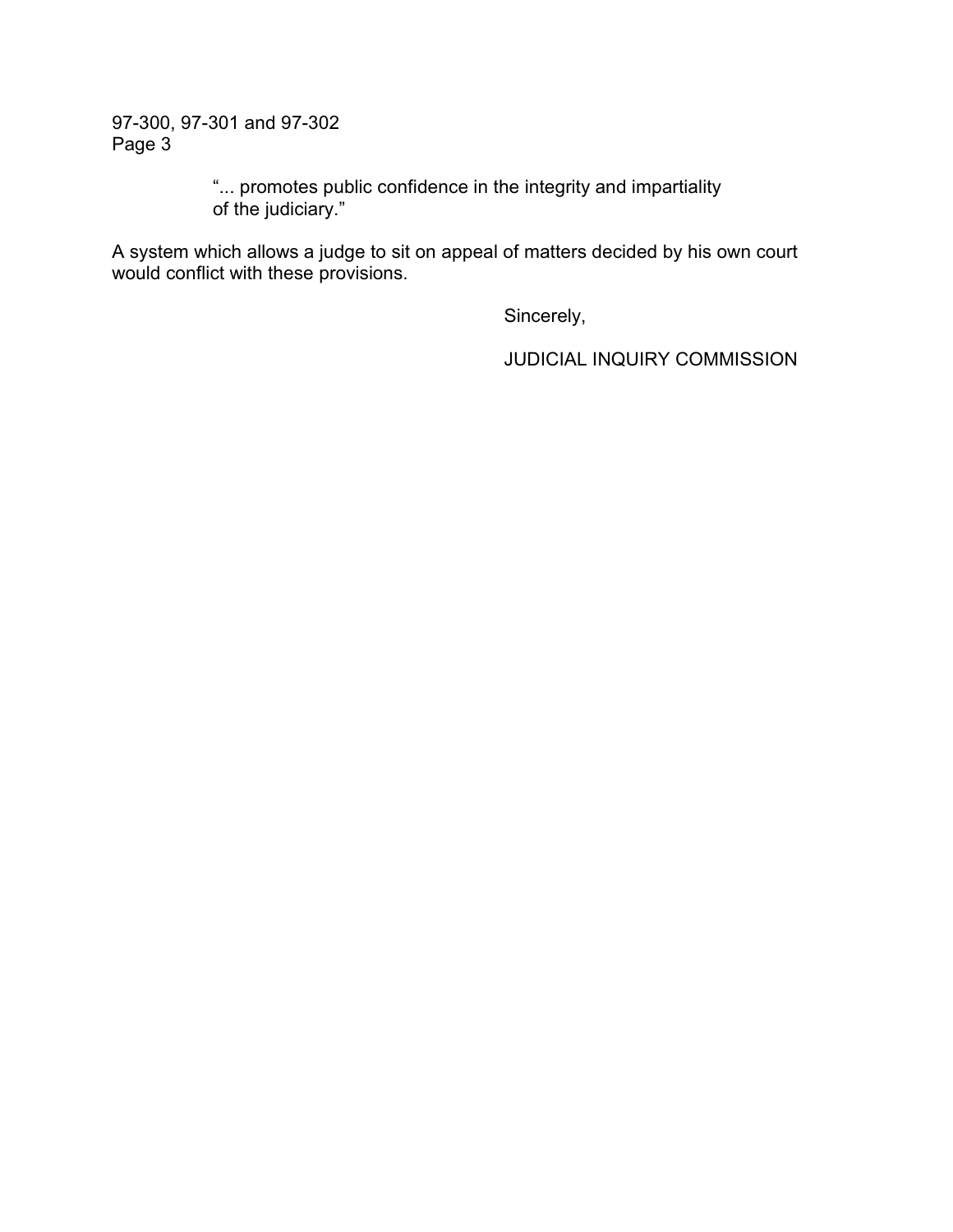> "... promotes public confidence in the integrity and impartiality of the judiciary."

A system which allows a judge to sit on appeal of matters decided by his own court would conflict with these provisions.

Sincerely,

JUDICIAL INQUIRY COMMISSION